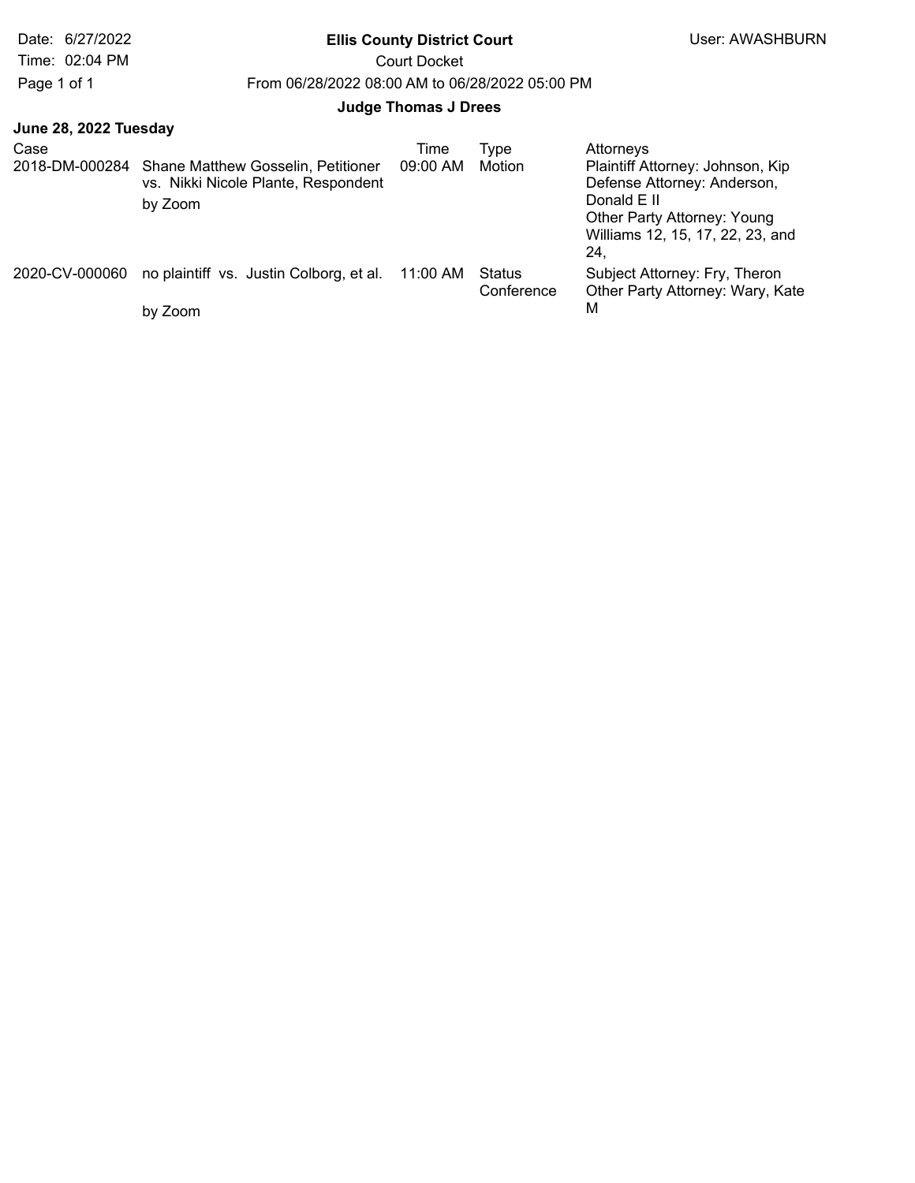Date: 6/27/2022

Time: 02:04 PM

**Ellis County District Court**

Court Docket

From 06/28/2022 08:00 AM to 06/28/2022 05:00 PM

User: AWASHBURN

**Judge Thomas J Drees**

**June 28, 2022 Tuesday**

| Case | | Time | Type | Attorneys |
|---|---|---|---|---|
| 2018-DM-000284 | Shane Matthew Gosselin, Petitioner vs. Nikki Nicole Plante, Respondent<br>by Zoom | 09:00 AM | Motion | Plaintiff Attorney: Johnson, Kip<br>Defense Attorney: Anderson, Donald E II<br>Other Party Attorney: Young Williams 12, 15, 17, 22, 23, and 24, |
| 2020-CV-000060 | no plaintiff vs. Justin Colborg, et al.<br>by Zoom | 11:00 AM | Status Conference | Subject Attorney: Fry, Theron<br>Other Party Attorney: Wary, Kate M |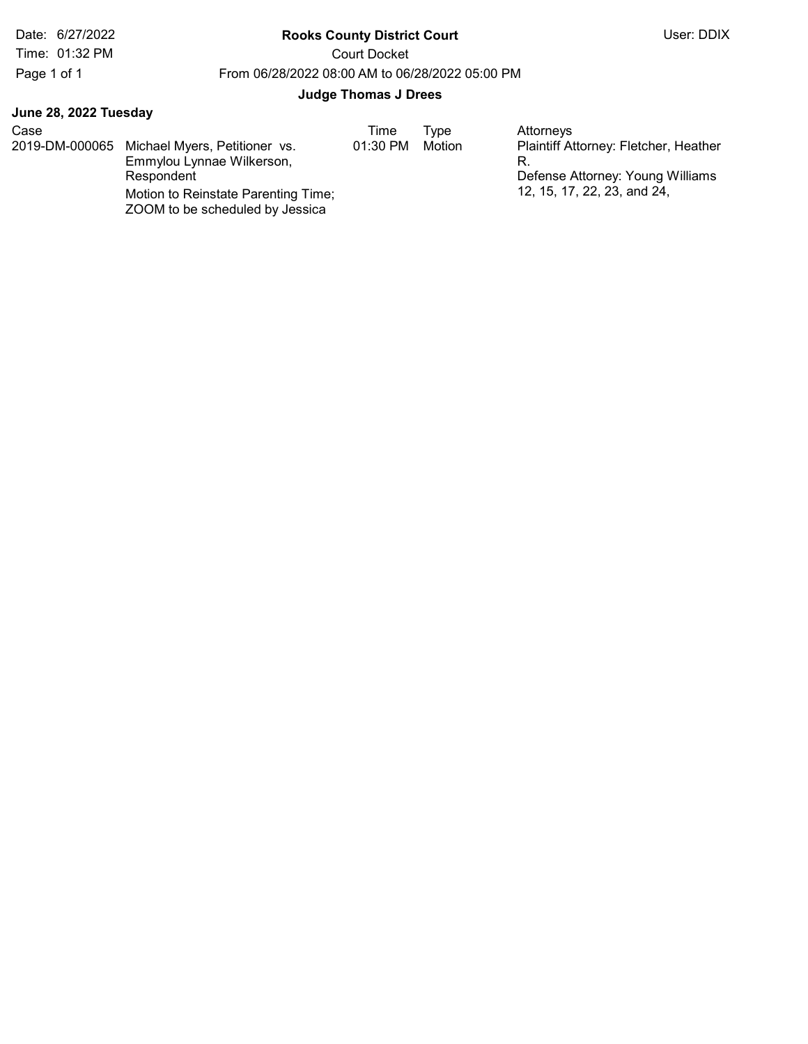Date: 6/27/2022
Time: 01:32 PM

**Rooks County District Court**

Court Docket

From 06/28/2022 08:00 AM to 06/28/2022 05:00 PM

**Judge Thomas J Drees**

User: DDIX

**June 28, 2022 Tuesday**

| Case | | Time | Type | Attorneys |
|---|---|---|---|---|
| 2019-DM-000065 | Michael Myers, Petitioner vs. Emmylou Lynnae Wilkerson, Respondent<br>Motion to Reinstate Parenting Time; ZOOM to be scheduled by Jessica | 01:30 PM | Motion | Plaintiff Attorney: Fletcher, Heather R.<br>Defense Attorney: Young Williams 12, 15, 17, 22, 23, and 24, |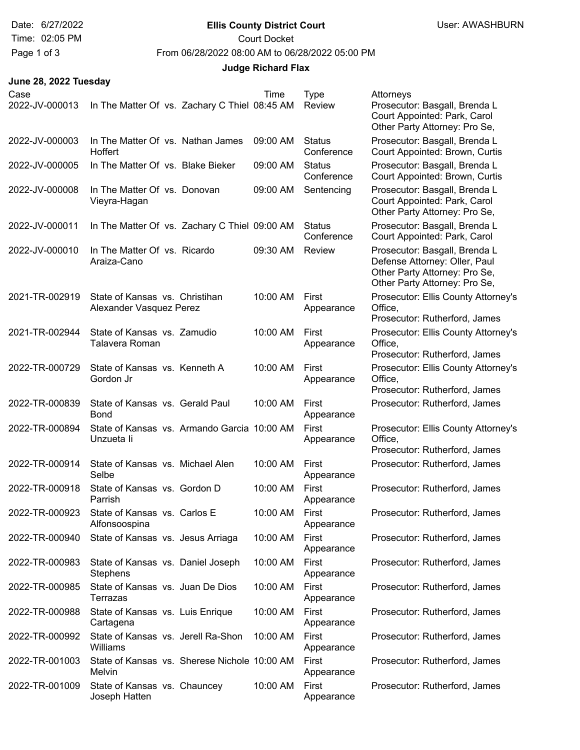**Ellis County District Court**

Court Docket

From 06/28/2022 08:00 AM to 06/28/2022 05:00 PM

**Judge Richard Flax**

Date: 6/27/2022
Time: 02:05 PM
User: AWASHBURN

**June 28, 2022 Tuesday**

| Case | | Time | Type | Attorneys |
|---|---|---|---|---|
| 2022-JV-000013 | In The Matter Of vs. Zachary C Thiel | 08:45 AM | Review | Prosecutor: Basgall, Brenda L<br>Court Appointed: Park, Carol<br>Other Party Attorney: Pro Se, |
| 2022-JV-000003 | In The Matter Of vs. Nathan James Hoffert | 09:00 AM | Status Conference | Prosecutor: Basgall, Brenda L<br>Court Appointed: Brown, Curtis |
| 2022-JV-000005 | In The Matter Of vs. Blake Bieker | 09:00 AM | Status Conference | Prosecutor: Basgall, Brenda L<br>Court Appointed: Brown, Curtis |
| 2022-JV-000008 | In The Matter Of vs. Donovan Vieyra-Hagan | 09:00 AM | Sentencing | Prosecutor: Basgall, Brenda L<br>Court Appointed: Park, Carol<br>Other Party Attorney: Pro Se, |
| 2022-JV-000011 | In The Matter Of vs. Zachary C Thiel | 09:00 AM | Status Conference | Prosecutor: Basgall, Brenda L<br>Court Appointed: Park, Carol |
| 2022-JV-000010 | In The Matter Of vs. Ricardo Araiza-Cano | 09:30 AM | Review | Prosecutor: Basgall, Brenda L<br>Defense Attorney: Oller, Paul<br>Other Party Attorney: Pro Se,<br>Other Party Attorney: Pro Se, |
| 2021-TR-002919 | State of Kansas vs. Christihan Alexander Vasquez Perez | 10:00 AM | First Appearance | Prosecutor: Ellis County Attorney's Office,<br>Prosecutor: Rutherford, James |
| 2021-TR-002944 | State of Kansas vs. Zamudio Talavera Roman | 10:00 AM | First Appearance | Prosecutor: Ellis County Attorney's Office,<br>Prosecutor: Rutherford, James |
| 2022-TR-000729 | State of Kansas vs. Kenneth A Gordon Jr | 10:00 AM | First Appearance | Prosecutor: Ellis County Attorney's Office,<br>Prosecutor: Rutherford, James |
| 2022-TR-000839 | State of Kansas vs. Gerald Paul Bond | 10:00 AM | First Appearance | Prosecutor: Rutherford, James |
| 2022-TR-000894 | State of Kansas vs. Armando Garcia Unzueta Ii | 10:00 AM | First Appearance | Prosecutor: Ellis County Attorney's Office,<br>Prosecutor: Rutherford, James |
| 2022-TR-000914 | State of Kansas vs. Michael Alen Selbe | 10:00 AM | First Appearance | Prosecutor: Rutherford, James |
| 2022-TR-000918 | State of Kansas vs. Gordon D Parrish | 10:00 AM | First Appearance | Prosecutor: Rutherford, James |
| 2022-TR-000923 | State of Kansas vs. Carlos E Alfonsoospina | 10:00 AM | First Appearance | Prosecutor: Rutherford, James |
| 2022-TR-000940 | State of Kansas vs. Jesus Arriaga | 10:00 AM | First Appearance | Prosecutor: Rutherford, James |
| 2022-TR-000983 | State of Kansas vs. Daniel Joseph Stephens | 10:00 AM | First Appearance | Prosecutor: Rutherford, James |
| 2022-TR-000985 | State of Kansas vs. Juan De Dios Terrazas | 10:00 AM | First Appearance | Prosecutor: Rutherford, James |
| 2022-TR-000988 | State of Kansas vs. Luis Enrique Cartagena | 10:00 AM | First Appearance | Prosecutor: Rutherford, James |
| 2022-TR-000992 | State of Kansas vs. Jerell Ra-Shon Williams | 10:00 AM | First Appearance | Prosecutor: Rutherford, James |
| 2022-TR-001003 | State of Kansas vs. Sherese Nichole Melvin | 10:00 AM | First Appearance | Prosecutor: Rutherford, James |
| 2022-TR-001009 | State of Kansas vs. Chauncey Joseph Hatten | 10:00 AM | First Appearance | Prosecutor: Rutherford, James |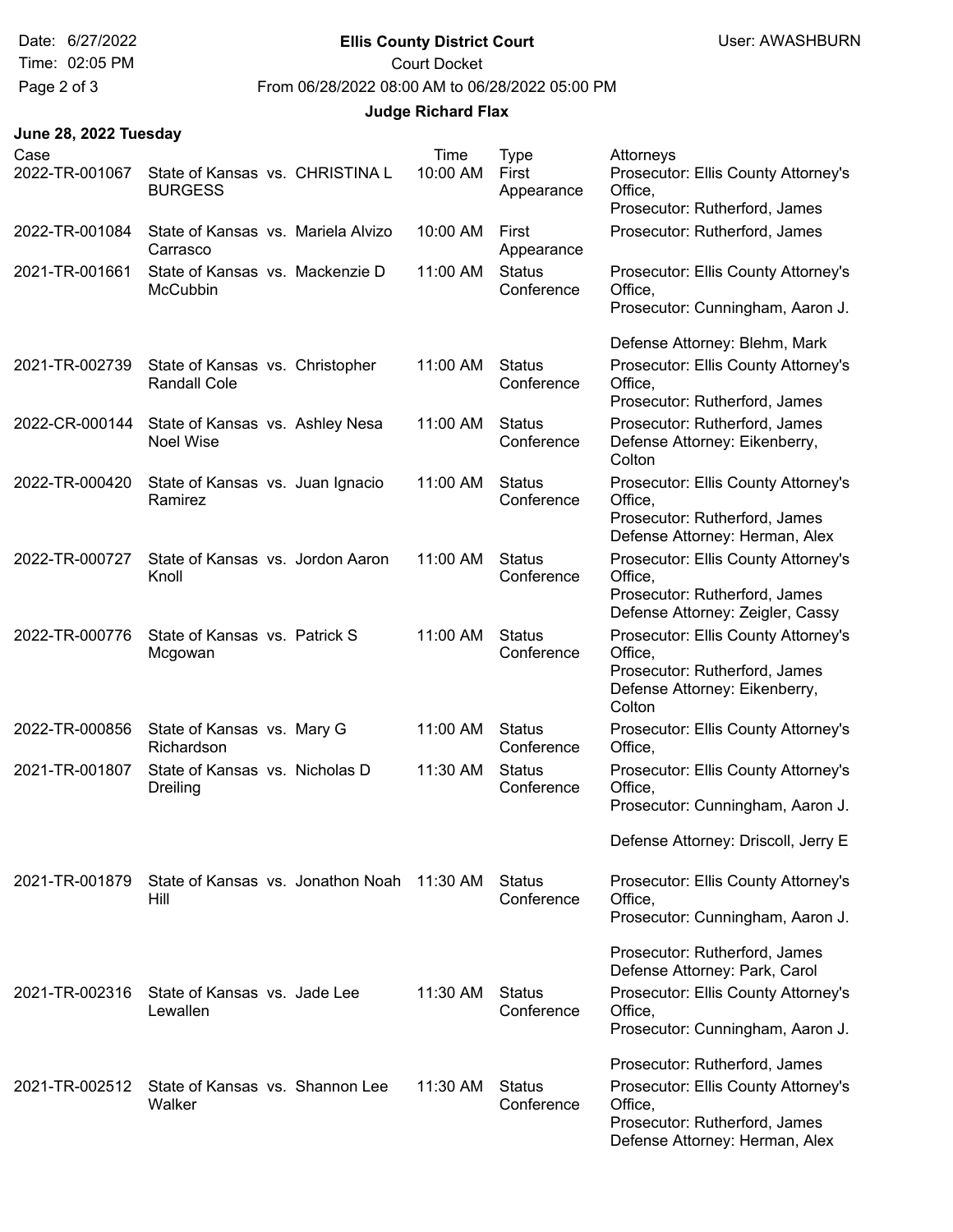**Ellis County District Court**

Court Docket

From 06/28/2022 08:00 AM to 06/28/2022 05:00 PM

**Judge Richard Flax**

**June 28, 2022 Tuesday**

| Case | | Time | Type | Attorneys |
|---|---|---|---|---|
| 2022-TR-001067 | State of Kansas vs. CHRISTINA L BURGESS | 10:00 AM | First Appearance | Prosecutor: Ellis County Attorney's Office, Prosecutor: Rutherford, James |
| 2022-TR-001084 | State of Kansas vs. Mariela Alvizo Carrasco | 10:00 AM | First Appearance | Prosecutor: Rutherford, James |
| 2021-TR-001661 | State of Kansas vs. Mackenzie D McCubbin | 11:00 AM | Status Conference | Prosecutor: Ellis County Attorney's Office, Prosecutor: Cunningham, Aaron J. Defense Attorney: Blehm, Mark |
| 2021-TR-002739 | State of Kansas vs. Christopher Randall Cole | 11:00 AM | Status Conference | Prosecutor: Ellis County Attorney's Office, Prosecutor: Rutherford, James |
| 2022-CR-000144 | State of Kansas vs. Ashley Nesa Noel Wise | 11:00 AM | Status Conference | Prosecutor: Rutherford, James Defense Attorney: Eikenberry, Colton |
| 2022-TR-000420 | State of Kansas vs. Juan Ignacio Ramirez | 11:00 AM | Status Conference | Prosecutor: Ellis County Attorney's Office, Prosecutor: Rutherford, James Defense Attorney: Herman, Alex |
| 2022-TR-000727 | State of Kansas vs. Jordon Aaron Knoll | 11:00 AM | Status Conference | Prosecutor: Ellis County Attorney's Office, Prosecutor: Rutherford, James Defense Attorney: Zeigler, Cassy |
| 2022-TR-000776 | State of Kansas vs. Patrick S Mcgowan | 11:00 AM | Status Conference | Prosecutor: Ellis County Attorney's Office, Prosecutor: Rutherford, James Defense Attorney: Eikenberry, Colton |
| 2022-TR-000856 | State of Kansas vs. Mary G Richardson | 11:00 AM | Status Conference | Prosecutor: Ellis County Attorney's Office, |
| 2021-TR-001807 | State of Kansas vs. Nicholas D Dreiling | 11:30 AM | Status Conference | Prosecutor: Ellis County Attorney's Office, Prosecutor: Cunningham, Aaron J. Defense Attorney: Driscoll, Jerry E |
| 2021-TR-001879 | State of Kansas vs. Jonathon Noah Hill | 11:30 AM | Status Conference | Prosecutor: Ellis County Attorney's Office, Prosecutor: Cunningham, Aaron J. Prosecutor: Rutherford, James Defense Attorney: Park, Carol |
| 2021-TR-002316 | State of Kansas vs. Jade Lee Lewallen | 11:30 AM | Status Conference | Prosecutor: Ellis County Attorney's Office, Prosecutor: Cunningham, Aaron J. Prosecutor: Rutherford, James |
| 2021-TR-002512 | State of Kansas vs. Shannon Lee Walker | 11:30 AM | Status Conference | Prosecutor: Ellis County Attorney's Office, Prosecutor: Rutherford, James Defense Attorney: Herman, Alex |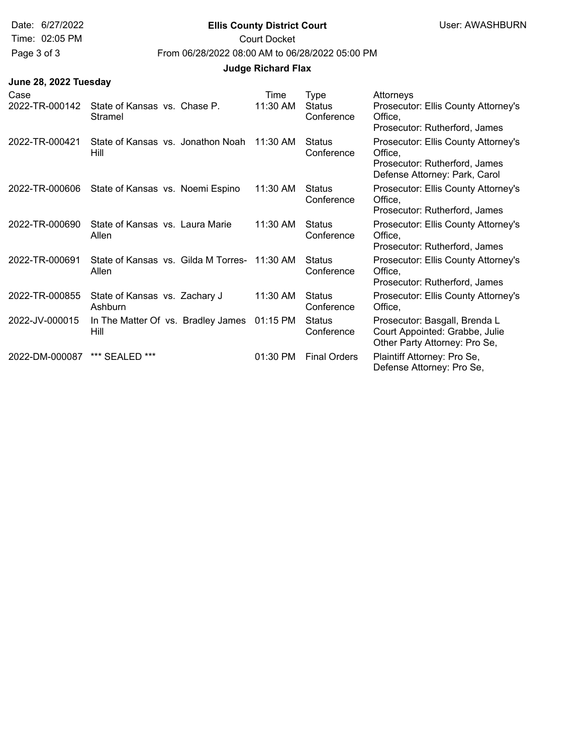**Ellis County District Court**

Court Docket

From 06/28/2022 08:00 AM to 06/28/2022 05:00 PM

**Judge Richard Flax**

**June 28, 2022 Tuesday**

| Case | | Time | Type | Attorneys |
|---|---|---|---|---|
| 2022-TR-000142 | State of Kansas vs. Chase P. Stramel | 11:30 AM | Status Conference | Prosecutor: Ellis County Attorney's Office, Prosecutor: Rutherford, James |
| 2022-TR-000421 | State of Kansas vs. Jonathon Noah Hill | 11:30 AM | Status Conference | Prosecutor: Ellis County Attorney's Office, Prosecutor: Rutherford, James Defense Attorney: Park, Carol |
| 2022-TR-000606 | State of Kansas vs. Noemi Espino | 11:30 AM | Status Conference | Prosecutor: Ellis County Attorney's Office, Prosecutor: Rutherford, James |
| 2022-TR-000690 | State of Kansas vs. Laura Marie Allen | 11:30 AM | Status Conference | Prosecutor: Ellis County Attorney's Office, Prosecutor: Rutherford, James |
| 2022-TR-000691 | State of Kansas vs. Gilda M Torres-Allen | 11:30 AM | Status Conference | Prosecutor: Ellis County Attorney's Office, Prosecutor: Rutherford, James |
| 2022-TR-000855 | State of Kansas vs. Zachary J Ashburn | 11:30 AM | Status Conference | Prosecutor: Ellis County Attorney's Office, |
| 2022-JV-000015 | In The Matter Of vs. Bradley James Hill | 01:15 PM | Status Conference | Prosecutor: Basgall, Brenda L Court Appointed: Grabbe, Julie Other Party Attorney: Pro Se, |
| 2022-DM-000087 | *** SEALED *** | 01:30 PM | Final Orders | Plaintiff Attorney: Pro Se, Defense Attorney: Pro Se, |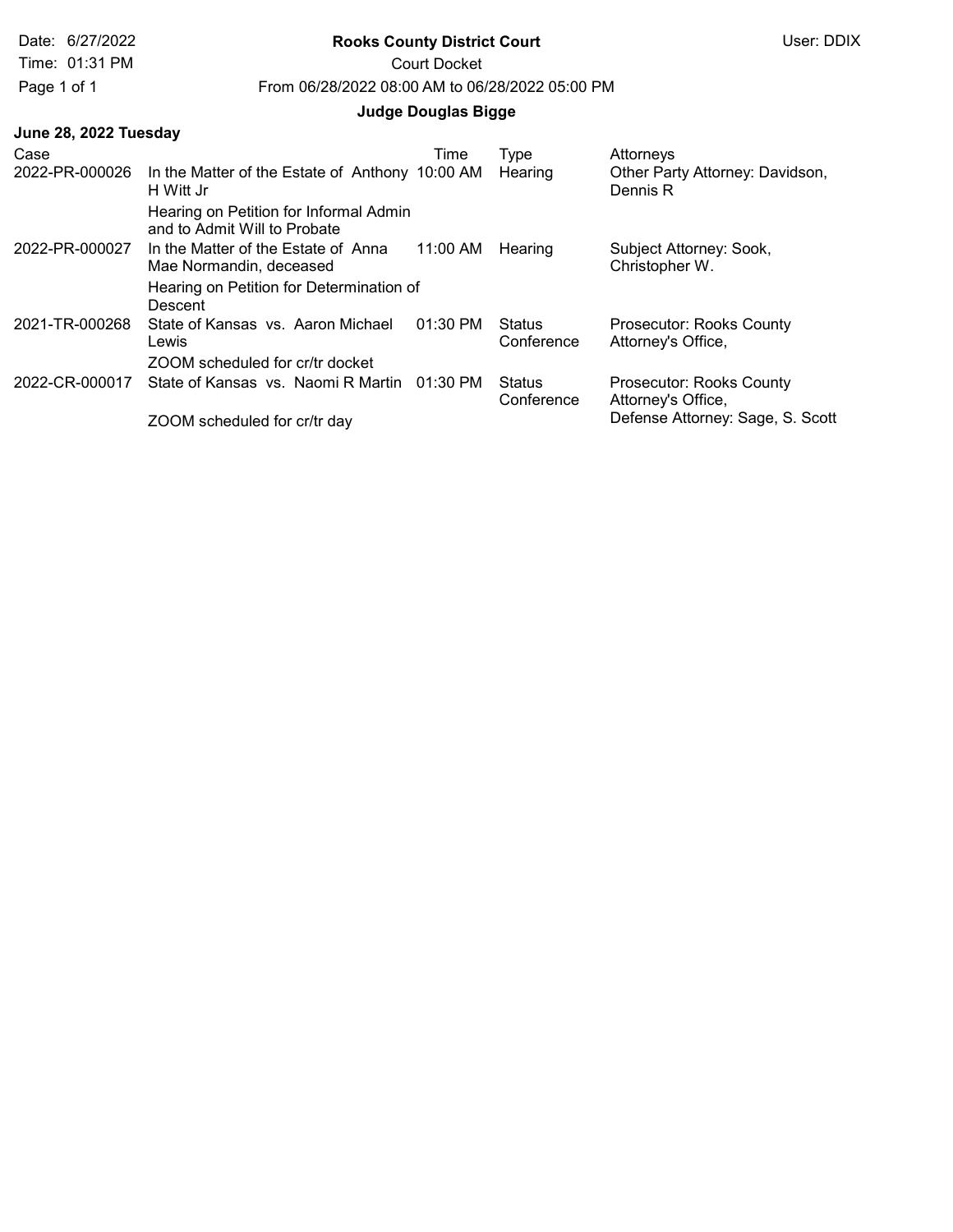Date: 6/27/2022

Time: 01:31 PM

**Rooks County District Court**

Court Docket

From 06/28/2022 08:00 AM to 06/28/2022 05:00 PM

User: DDIX

**Judge Douglas Bigge**

**June 28, 2022 Tuesday**

| Case | | Time | Type | Attorneys |
|---|---|---|---|---|
| 2022-PR-000026 | In the Matter of the Estate of Anthony H Witt Jr<br>Hearing on Petition for Informal Admin and to Admit Will to Probate | 10:00 AM | Hearing | Other Party Attorney: Davidson, Dennis R |
| 2022-PR-000027 | In the Matter of the Estate of Anna Mae Normandin, deceased<br>Hearing on Petition for Determination of Descent | 11:00 AM | Hearing | Subject Attorney: Sook, Christopher W. |
| 2021-TR-000268 | State of Kansas vs. Aaron Michael Lewis<br>ZOOM scheduled for cr/tr docket | 01:30 PM | Status Conference | Prosecutor: Rooks County Attorney's Office, |
| 2022-CR-000017 | State of Kansas vs. Naomi R Martin<br>ZOOM scheduled for cr/tr day | 01:30 PM | Status Conference | Prosecutor: Rooks County Attorney's Office,<br>Defense Attorney: Sage, S. Scott |